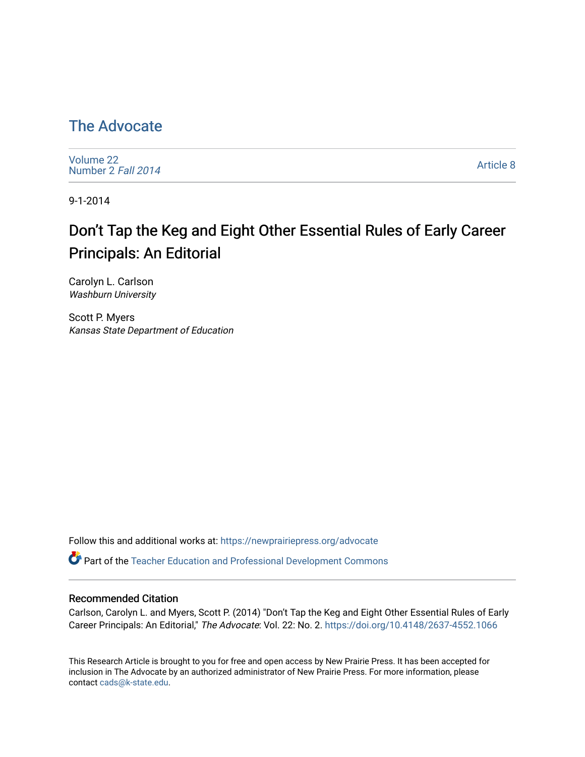# The Advocate

Volume 22
Number 2 *Fall 2014*

Article 8

9-1-2014

## Don't Tap the Keg and Eight Other Essential Rules of Early Career Principals: An Editorial

Carolyn L. Carlson
*Washburn University*

Scott P. Myers
*Kansas State Department of Education*

Follow this and additional works at: https://newprairiepress.org/advocate

Part of the Teacher Education and Professional Development Commons

### Recommended Citation

Carlson, Carolyn L. and Myers, Scott P. (2014) "Don't Tap the Keg and Eight Other Essential Rules of Early Career Principals: An Editorial," *The Advocate*: Vol. 22: No. 2. https://doi.org/10.4148/2637-4552.1066

This Research Article is brought to you for free and open access by New Prairie Press. It has been accepted for inclusion in The Advocate by an authorized administrator of New Prairie Press. For more information, please contact cads@k-state.edu.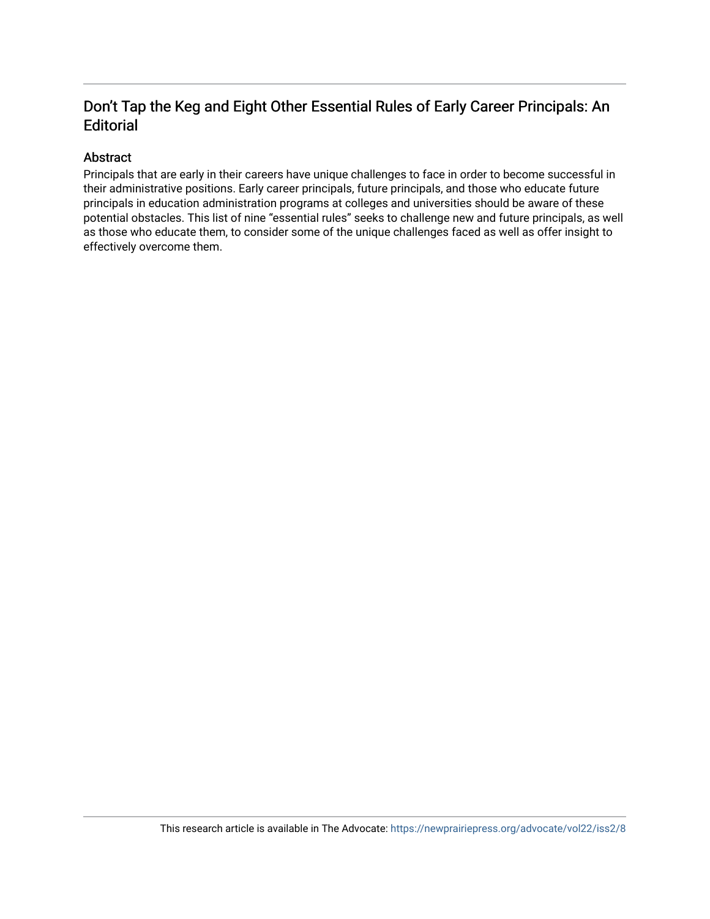# Don't Tap the Keg and Eight Other Essential Rules of Early Career Principals: An Editorial

## Abstract

Principals that are early in their careers have unique challenges to face in order to become successful in their administrative positions. Early career principals, future principals, and those who educate future principals in education administration programs at colleges and universities should be aware of these potential obstacles. This list of nine "essential rules" seeks to challenge new and future principals, as well as those who educate them, to consider some of the unique challenges faced as well as offer insight to effectively overcome them.

This research article is available in The Advocate: https://newprairiepress.org/advocate/vol22/iss2/8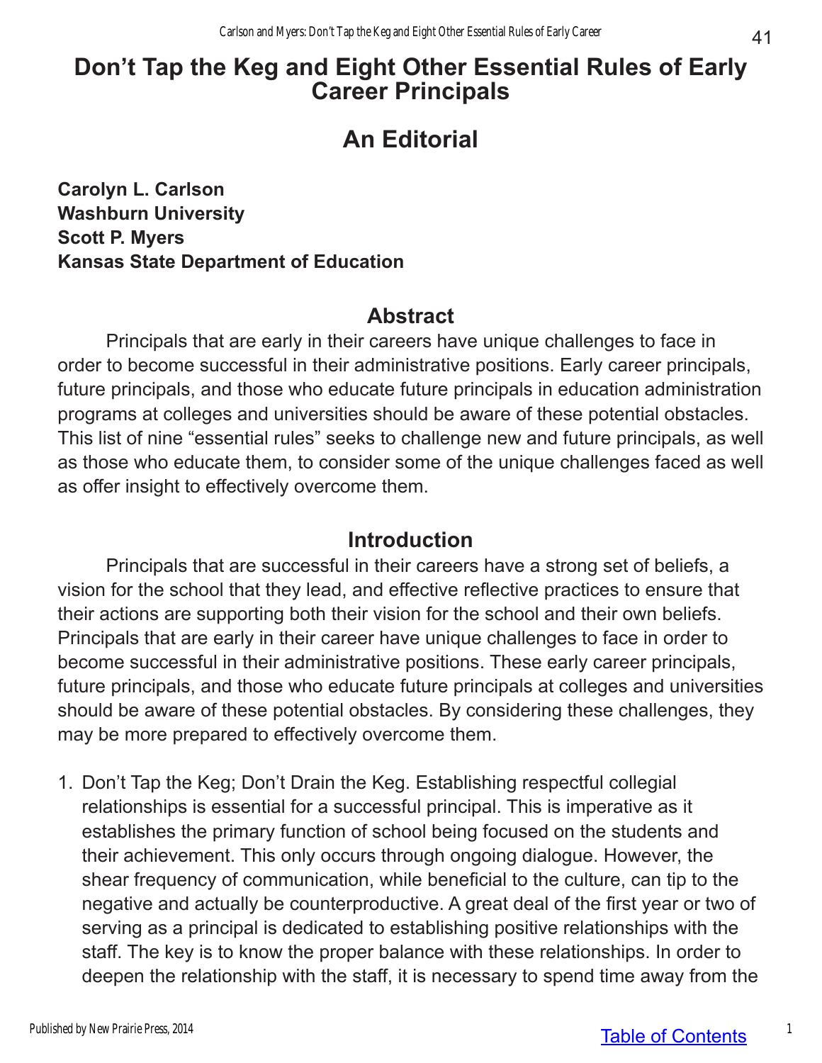# Don't Tap the Keg and Eight Other Essential Rules of Early Career Principals

# An Editorial

**Carolyn L. Carlson**
**Washburn University**
**Scott P. Myers**
**Kansas State Department of Education**

## Abstract

Principals that are early in their careers have unique challenges to face in order to become successful in their administrative positions. Early career principals, future principals, and those who educate future principals in education administration programs at colleges and universities should be aware of these potential obstacles. This list of nine "essential rules" seeks to challenge new and future principals, as well as those who educate them, to consider some of the unique challenges faced as well as offer insight to effectively overcome them.

## Introduction

Principals that are successful in their careers have a strong set of beliefs, a vision for the school that they lead, and effective reflective practices to ensure that their actions are supporting both their vision for the school and their own beliefs. Principals that are early in their career have unique challenges to face in order to become successful in their administrative positions. These early career principals, future principals, and those who educate future principals at colleges and universities should be aware of these potential obstacles. By considering these challenges, they may be more prepared to effectively overcome them.

1. Don't Tap the Keg; Don't Drain the Keg. Establishing respectful collegial relationships is essential for a successful principal. This is imperative as it establishes the primary function of school being focused on the students and their achievement. This only occurs through ongoing dialogue. However, the shear frequency of communication, while beneficial to the culture, can tip to the negative and actually be counterproductive. A great deal of the first year or two of serving as a principal is dedicated to establishing positive relationships with the staff. The key is to know the proper balance with these relationships. In order to deepen the relationship with the staff, it is necessary to spend time away from the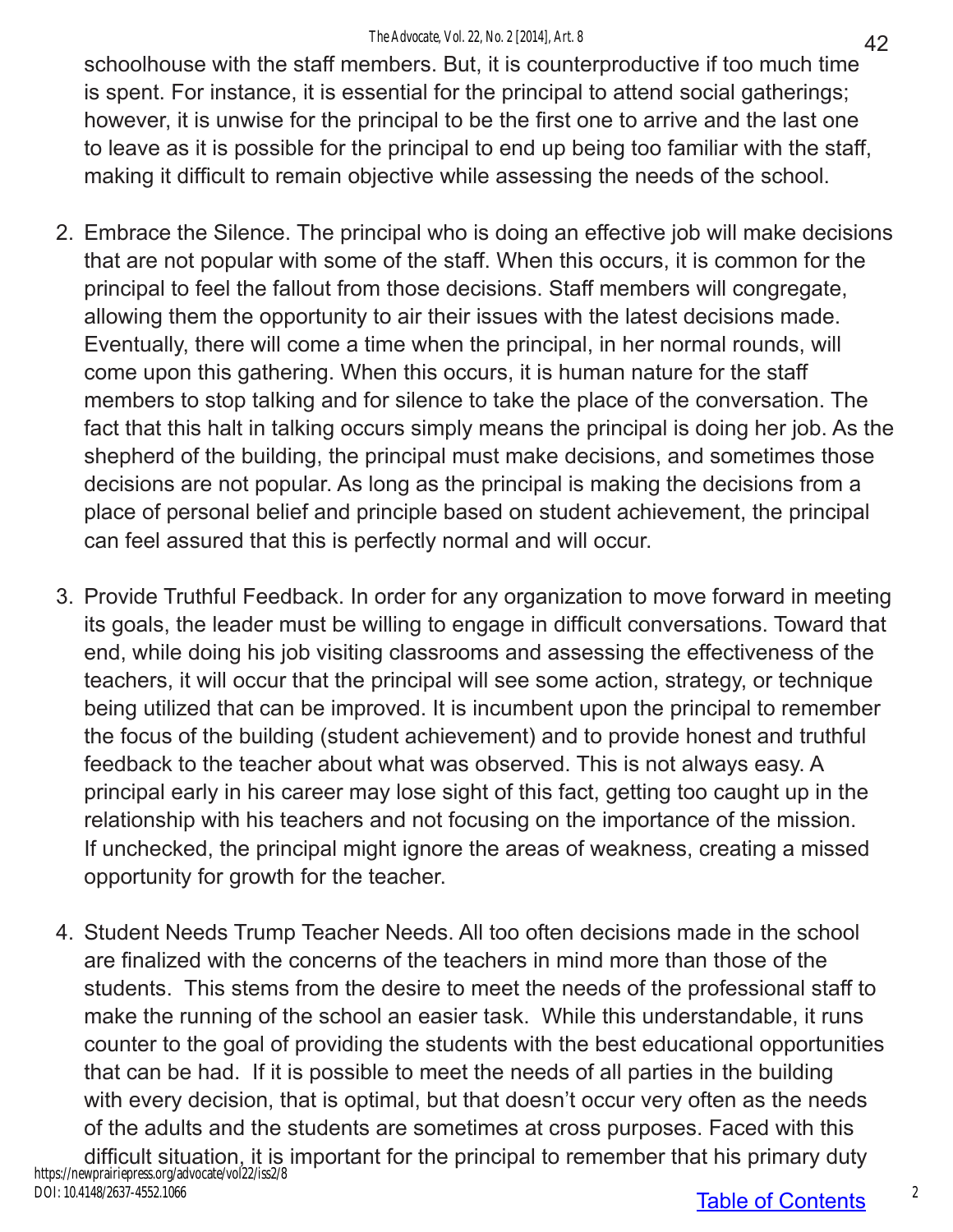schoolhouse with the staff members. But, it is counterproductive if too much time is spent. For instance, it is essential for the principal to attend social gatherings; however, it is unwise for the principal to be the first one to arrive and the last one to leave as it is possible for the principal to end up being too familiar with the staff, making it difficult to remain objective while assessing the needs of the school.

2. Embrace the Silence. The principal who is doing an effective job will make decisions that are not popular with some of the staff. When this occurs, it is common for the principal to feel the fallout from those decisions. Staff members will congregate, allowing them the opportunity to air their issues with the latest decisions made. Eventually, there will come a time when the principal, in her normal rounds, will come upon this gathering. When this occurs, it is human nature for the staff members to stop talking and for silence to take the place of the conversation. The fact that this halt in talking occurs simply means the principal is doing her job. As the shepherd of the building, the principal must make decisions, and sometimes those decisions are not popular. As long as the principal is making the decisions from a place of personal belief and principle based on student achievement, the principal can feel assured that this is perfectly normal and will occur.

3. Provide Truthful Feedback. In order for any organization to move forward in meeting its goals, the leader must be willing to engage in difficult conversations. Toward that end, while doing his job visiting classrooms and assessing the effectiveness of the teachers, it will occur that the principal will see some action, strategy, or technique being utilized that can be improved. It is incumbent upon the principal to remember the focus of the building (student achievement) and to provide honest and truthful feedback to the teacher about what was observed. This is not always easy. A principal early in his career may lose sight of this fact, getting too caught up in the relationship with his teachers and not focusing on the importance of the mission. If unchecked, the principal might ignore the areas of weakness, creating a missed opportunity for growth for the teacher.

4. Student Needs Trump Teacher Needs. All too often decisions made in the school are finalized with the concerns of the teachers in mind more than those of the students. This stems from the desire to meet the needs of the professional staff to make the running of the school an easier task. While this understandable, it runs counter to the goal of providing the students with the best educational opportunities that can be had. If it is possible to meet the needs of all parties in the building with every decision, that is optimal, but that doesn't occur very often as the needs of the adults and the students are sometimes at cross purposes. Faced with this difficult situation, it is important for the principal to remember that his primary duty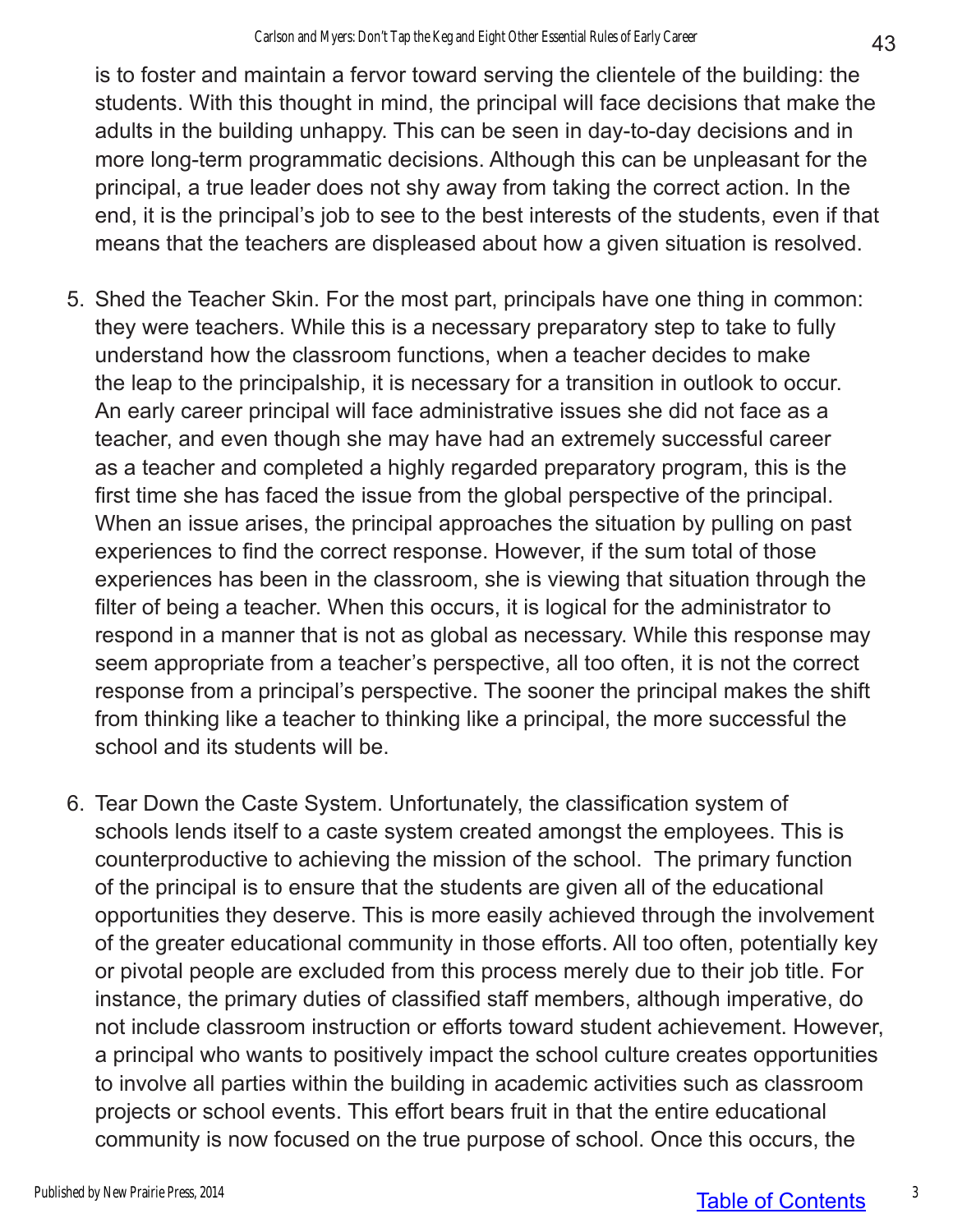is to foster and maintain a fervor toward serving the clientele of the building: the students. With this thought in mind, the principal will face decisions that make the adults in the building unhappy. This can be seen in day-to-day decisions and in more long-term programmatic decisions. Although this can be unpleasant for the principal, a true leader does not shy away from taking the correct action. In the end, it is the principal's job to see to the best interests of the students, even if that means that the teachers are displeased about how a given situation is resolved.

5. Shed the Teacher Skin. For the most part, principals have one thing in common: they were teachers. While this is a necessary preparatory step to take to fully understand how the classroom functions, when a teacher decides to make the leap to the principalship, it is necessary for a transition in outlook to occur. An early career principal will face administrative issues she did not face as a teacher, and even though she may have had an extremely successful career as a teacher and completed a highly regarded preparatory program, this is the first time she has faced the issue from the global perspective of the principal. When an issue arises, the principal approaches the situation by pulling on past experiences to find the correct response. However, if the sum total of those experiences has been in the classroom, she is viewing that situation through the filter of being a teacher. When this occurs, it is logical for the administrator to respond in a manner that is not as global as necessary. While this response may seem appropriate from a teacher's perspective, all too often, it is not the correct response from a principal's perspective. The sooner the principal makes the shift from thinking like a teacher to thinking like a principal, the more successful the school and its students will be.

6. Tear Down the Caste System. Unfortunately, the classification system of schools lends itself to a caste system created amongst the employees. This is counterproductive to achieving the mission of the school. The primary function of the principal is to ensure that the students are given all of the educational opportunities they deserve. This is more easily achieved through the involvement of the greater educational community in those efforts. All too often, potentially key or pivotal people are excluded from this process merely due to their job title. For instance, the primary duties of classified staff members, although imperative, do not include classroom instruction or efforts toward student achievement. However, a principal who wants to positively impact the school culture creates opportunities to involve all parties within the building in academic activities such as classroom projects or school events. This effort bears fruit in that the entire educational community is now focused on the true purpose of school. Once this occurs, the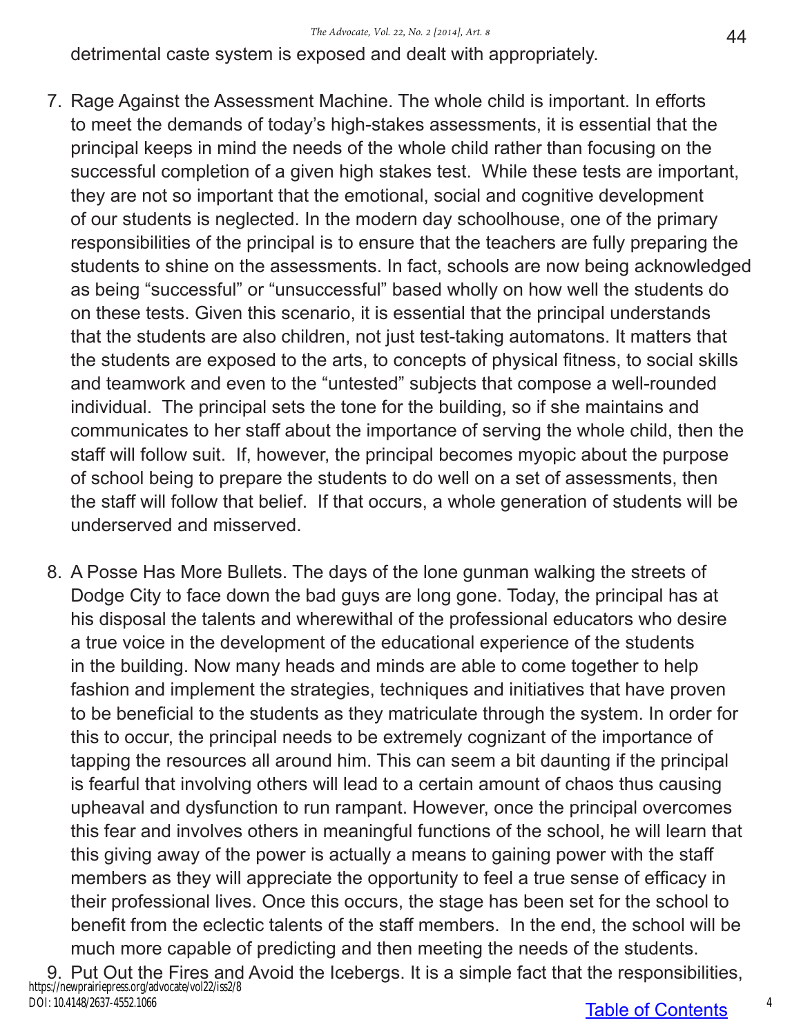detrimental caste system is exposed and dealt with appropriately.

7. Rage Against the Assessment Machine. The whole child is important. In efforts to meet the demands of today's high-stakes assessments, it is essential that the principal keeps in mind the needs of the whole child rather than focusing on the successful completion of a given high stakes test. While these tests are important, they are not so important that the emotional, social and cognitive development of our students is neglected. In the modern day schoolhouse, one of the primary responsibilities of the principal is to ensure that the teachers are fully preparing the students to shine on the assessments. In fact, schools are now being acknowledged as being "successful" or "unsuccessful" based wholly on how well the students do on these tests. Given this scenario, it is essential that the principal understands that the students are also children, not just test-taking automatons. It matters that the students are exposed to the arts, to concepts of physical fitness, to social skills and teamwork and even to the "untested" subjects that compose a well-rounded individual. The principal sets the tone for the building, so if she maintains and communicates to her staff about the importance of serving the whole child, then the staff will follow suit. If, however, the principal becomes myopic about the purpose of school being to prepare the students to do well on a set of assessments, then the staff will follow that belief. If that occurs, a whole generation of students will be underserved and misserved.

8. A Posse Has More Bullets. The days of the lone gunman walking the streets of Dodge City to face down the bad guys are long gone. Today, the principal has at his disposal the talents and wherewithal of the professional educators who desire a true voice in the development of the educational experience of the students in the building. Now many heads and minds are able to come together to help fashion and implement the strategies, techniques and initiatives that have proven to be beneficial to the students as they matriculate through the system. In order for this to occur, the principal needs to be extremely cognizant of the importance of tapping the resources all around him. This can seem a bit daunting if the principal is fearful that involving others will lead to a certain amount of chaos thus causing upheaval and dysfunction to run rampant. However, once the principal overcomes this fear and involves others in meaningful functions of the school, he will learn that this giving away of the power is actually a means to gaining power with the staff members as they will appreciate the opportunity to feel a true sense of efficacy in their professional lives. Once this occurs, the stage has been set for the school to benefit from the eclectic talents of the staff members. In the end, the school will be much more capable of predicting and then meeting the needs of the students.

9. Put Out the Fires and Avoid the Icebergs. It is a simple fact that the responsibilities,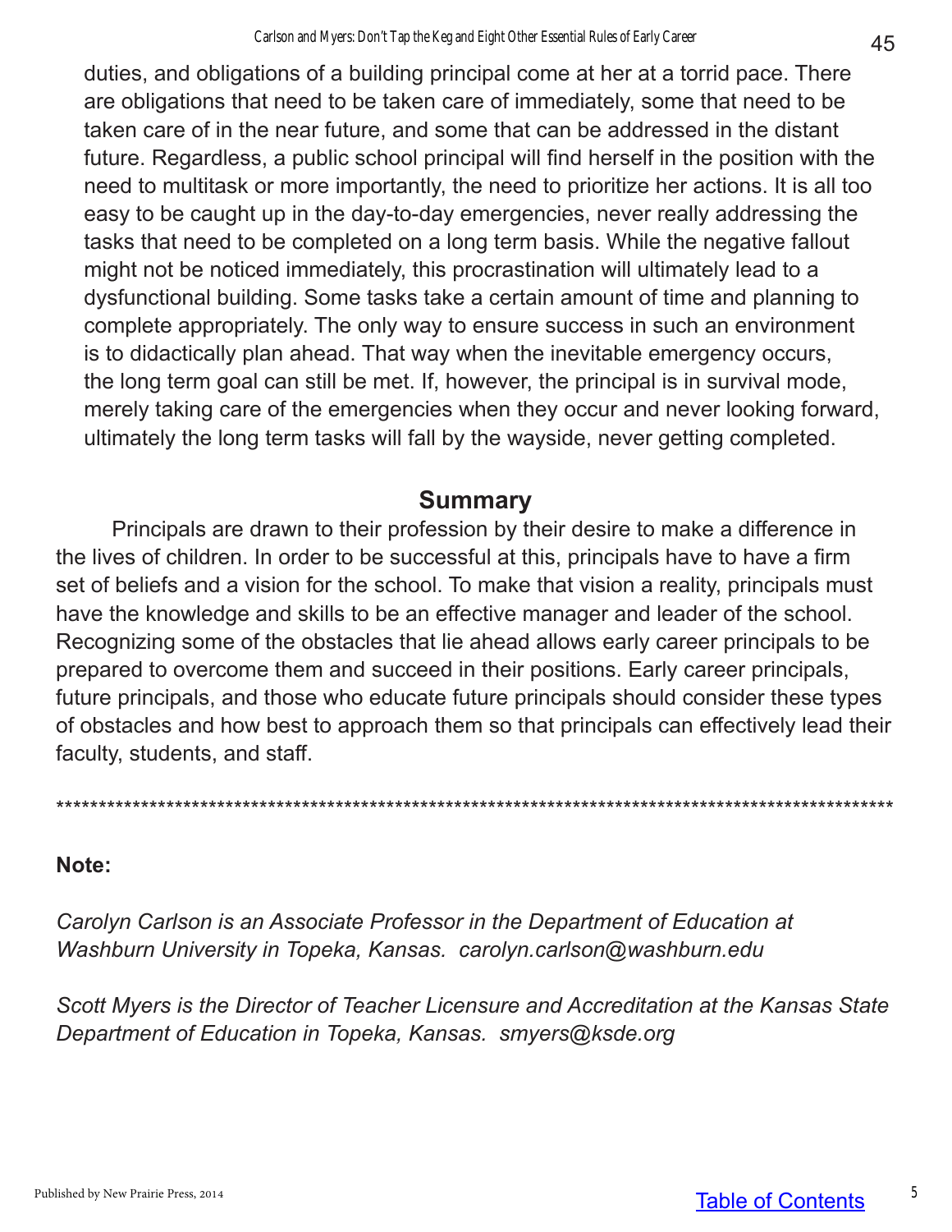duties, and obligations of a building principal come at her at a torrid pace. There are obligations that need to be taken care of immediately, some that need to be taken care of in the near future, and some that can be addressed in the distant future. Regardless, a public school principal will find herself in the position with the need to multitask or more importantly, the need to prioritize her actions. It is all too easy to be caught up in the day-to-day emergencies, never really addressing the tasks that need to be completed on a long term basis. While the negative fallout might not be noticed immediately, this procrastination will ultimately lead to a dysfunctional building. Some tasks take a certain amount of time and planning to complete appropriately. The only way to ensure success in such an environment is to didactically plan ahead. That way when the inevitable emergency occurs, the long term goal can still be met. If, however, the principal is in survival mode, merely taking care of the emergencies when they occur and never looking forward, ultimately the long term tasks will fall by the wayside, never getting completed.

## Summary

Principals are drawn to their profession by their desire to make a difference in the lives of children. In order to be successful at this, principals have to have a firm set of beliefs and a vision for the school. To make that vision a reality, principals must have the knowledge and skills to be an effective manager and leader of the school. Recognizing some of the obstacles that lie ahead allows early career principals to be prepared to overcome them and succeed in their positions. Early career principals, future principals, and those who educate future principals should consider these types of obstacles and how best to approach them so that principals can effectively lead their faculty, students, and staff.

****************************************************************************************************

**Note:**

*Carolyn Carlson is an Associate Professor in the Department of Education at Washburn University in Topeka, Kansas. carolyn.carlson@washburn.edu*

*Scott Myers is the Director of Teacher Licensure and Accreditation at the Kansas State Department of Education in Topeka, Kansas. smyers@ksde.org*